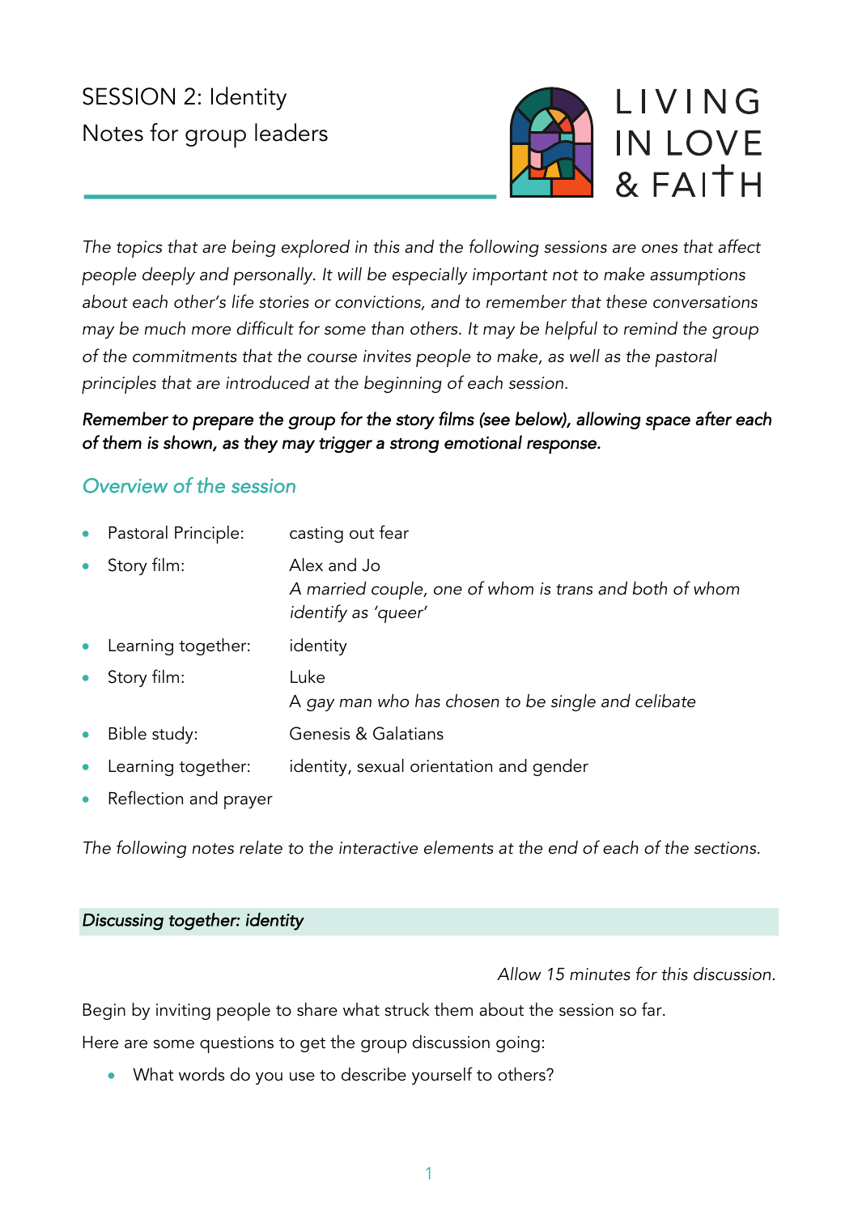# SESSION 2: Identity

Notes for group leaders

LIVING IN LOVE & FAITH

*The topics that are being explored in this and the following sessions are ones that affect people deeply and personally. It will be especially important not to make assumptions about each other's life stories or convictions, and to remember that these conversations may be much more difficult for some than others. It may be helpful to remind the group of the commitments that the course invites people to make, as well as the pastoral principles that are introduced at the beginning of each session.*

***Remember to prepare the group for the story films (see below), allowing space after each of them is shown, as they may trigger a strong emotional response.***

## *Overview of the session*

- Pastoral Principle: casting out fear
- Story film: Alex and Jo
  *A married couple, one of whom is trans and both of whom identify as 'queer'*
- Learning together: identity
- Story film: Luke
  *A gay man who has chosen to be single and celibate*
- Bible study: Genesis & Galatians
- Learning together: identity, sexual orientation and gender
- Reflection and prayer

*The following notes relate to the interactive elements at the end of each of the sections.*

### *Discussing together: identity*

*Allow 15 minutes for this discussion.*

Begin by inviting people to share what struck them about the session so far.

Here are some questions to get the group discussion going:

- What words do you use to describe yourself to others?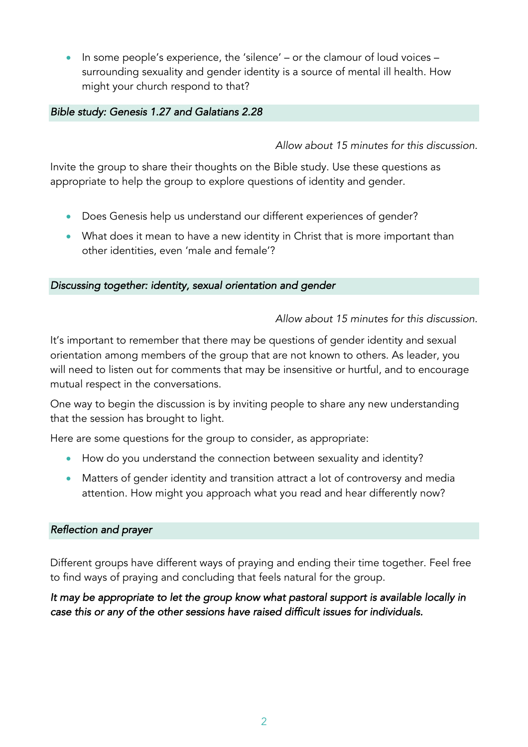- In some people's experience, the 'silence' – or the clamour of loud voices – surrounding sexuality and gender identity is a source of mental ill health. How might your church respond to that?

## *Bible study: Genesis 1.27 and Galatians 2.28*

*Allow about 15 minutes for this discussion.*

Invite the group to share their thoughts on the Bible study. Use these questions as appropriate to help the group to explore questions of identity and gender.

- Does Genesis help us understand our different experiences of gender?
- What does it mean to have a new identity in Christ that is more important than other identities, even 'male and female'?

## *Discussing together: identity, sexual orientation and gender*

*Allow about 15 minutes for this discussion.*

It's important to remember that there may be questions of gender identity and sexual orientation among members of the group that are not known to others. As leader, you will need to listen out for comments that may be insensitive or hurtful, and to encourage mutual respect in the conversations.

One way to begin the discussion is by inviting people to share any new understanding that the session has brought to light.

Here are some questions for the group to consider, as appropriate:

- How do you understand the connection between sexuality and identity?
- Matters of gender identity and transition attract a lot of controversy and media attention. How might you approach what you read and hear differently now?

## *Reflection and prayer*

Different groups have different ways of praying and ending their time together. Feel free to find ways of praying and concluding that feels natural for the group.

*It may be appropriate to let the group know what pastoral support is available locally in case this or any of the other sessions have raised difficult issues for individuals.*